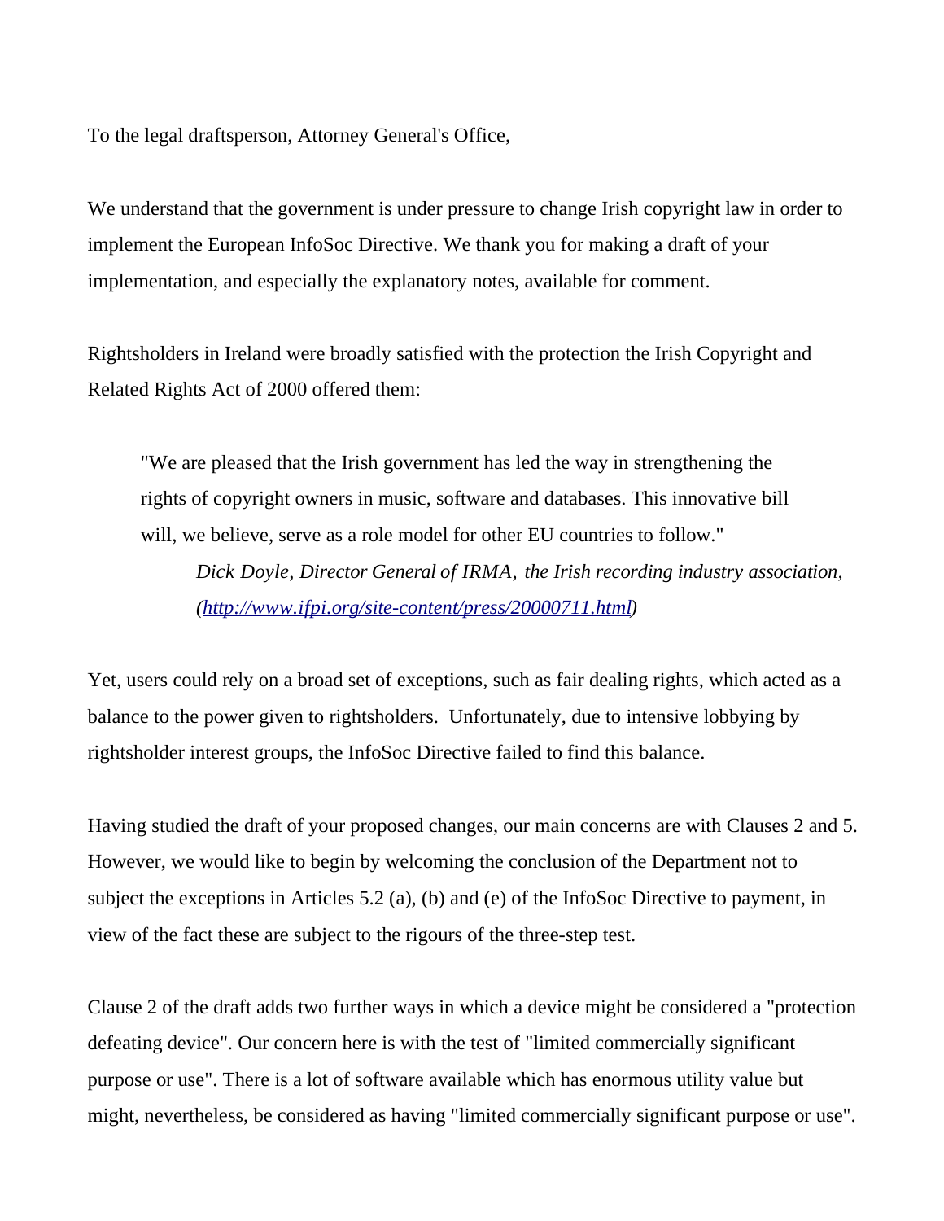To the legal draftsperson, Attorney General's Office,

We understand that the government is under pressure to change Irish copyright law in order to implement the European InfoSoc Directive. We thank you for making a draft of your implementation, and especially the explanatory notes, available for comment.

Rightsholders in Ireland were broadly satisfied with the protection the Irish Copyright and Related Rights Act of 2000 offered them:

> "We are pleased that the Irish government has led the way in strengthening the rights of copyright owners in music, software and databases. This innovative bill will, we believe, serve as a role model for other EU countries to follow."
>
> *Dick Doyle, Director General of IRMA, the Irish recording industry association, ([http://www.ifpi.org/site-content/press/20000711.html](http://www.ifpi.org/site-content/press/20000711.html))*

Yet, users could rely on a broad set of exceptions, such as fair dealing rights, which acted as a balance to the power given to rightsholders. Unfortunately, due to intensive lobbying by rightsholder interest groups, the InfoSoc Directive failed to find this balance.

Having studied the draft of your proposed changes, our main concerns are with Clauses 2 and 5. However, we would like to begin by welcoming the conclusion of the Department not to subject the exceptions in Articles 5.2 (a), (b) and (e) of the InfoSoc Directive to payment, in view of the fact these are subject to the rigours of the three-step test.

Clause 2 of the draft adds two further ways in which a device might be considered a "protection defeating device". Our concern here is with the test of "limited commercially significant purpose or use". There is a lot of software available which has enormous utility value but might, nevertheless, be considered as having "limited commercially significant purpose or use".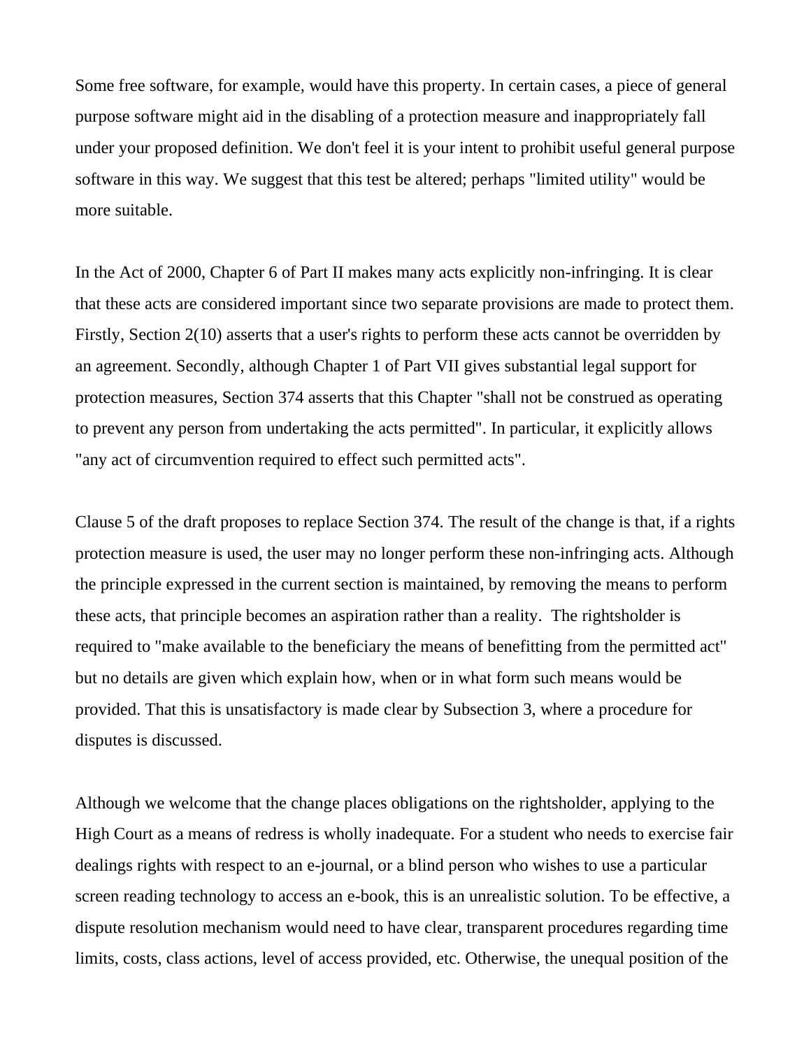Some free software, for example, would have this property. In certain cases, a piece of general purpose software might aid in the disabling of a protection measure and inappropriately fall under your proposed definition. We don't feel it is your intent to prohibit useful general purpose software in this way. We suggest that this test be altered; perhaps "limited utility" would be more suitable.

In the Act of 2000, Chapter 6 of Part II makes many acts explicitly non-infringing. It is clear that these acts are considered important since two separate provisions are made to protect them. Firstly, Section 2(10) asserts that a user's rights to perform these acts cannot be overridden by an agreement. Secondly, although Chapter 1 of Part VII gives substantial legal support for protection measures, Section 374 asserts that this Chapter "shall not be construed as operating to prevent any person from undertaking the acts permitted". In particular, it explicitly allows "any act of circumvention required to effect such permitted acts".

Clause 5 of the draft proposes to replace Section 374. The result of the change is that, if a rights protection measure is used, the user may no longer perform these non-infringing acts. Although the principle expressed in the current section is maintained, by removing the means to perform these acts, that principle becomes an aspiration rather than a reality. The rightsholder is required to "make available to the beneficiary the means of benefitting from the permitted act" but no details are given which explain how, when or in what form such means would be provided. That this is unsatisfactory is made clear by Subsection 3, where a procedure for disputes is discussed.

Although we welcome that the change places obligations on the rightsholder, applying to the High Court as a means of redress is wholly inadequate. For a student who needs to exercise fair dealings rights with respect to an e-journal, or a blind person who wishes to use a particular screen reading technology to access an e-book, this is an unrealistic solution. To be effective, a dispute resolution mechanism would need to have clear, transparent procedures regarding time limits, costs, class actions, level of access provided, etc. Otherwise, the unequal position of the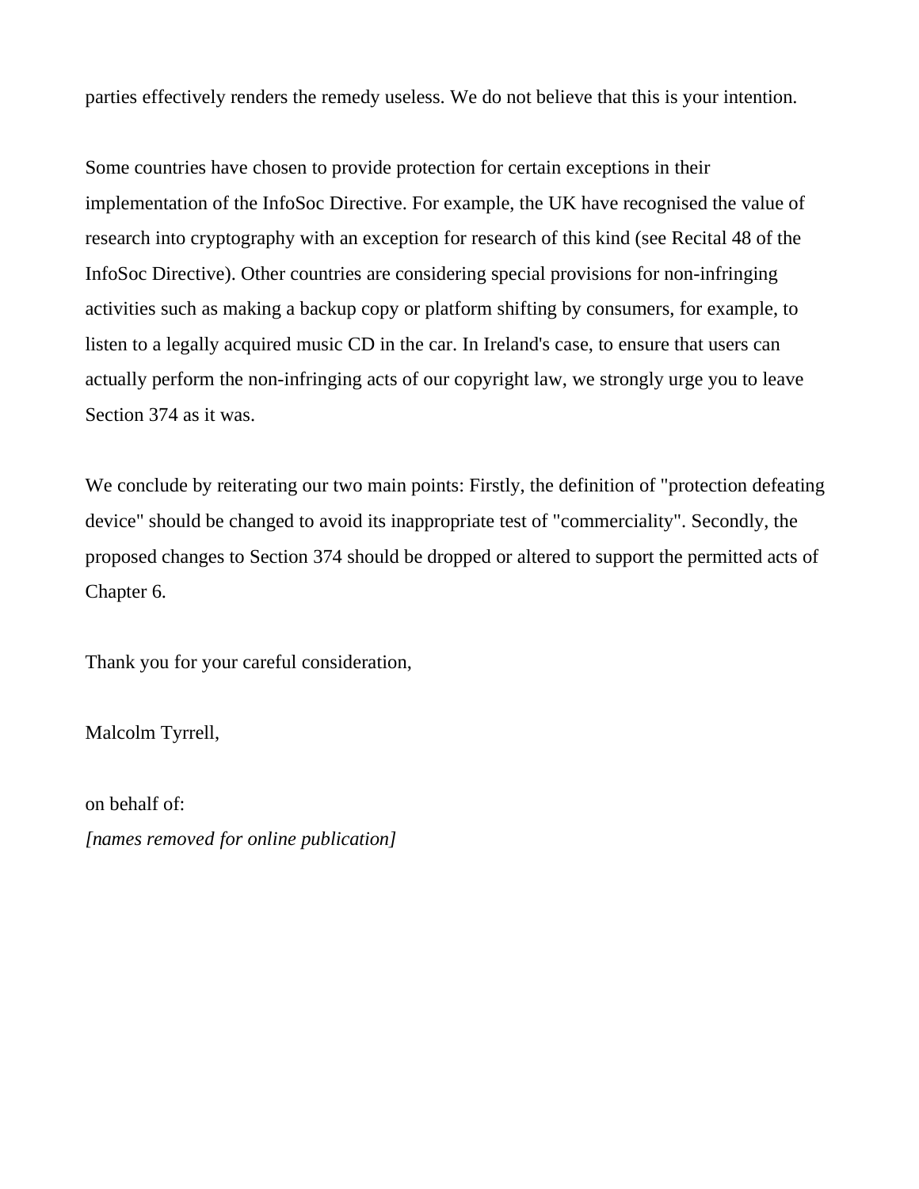parties effectively renders the remedy useless. We do not believe that this is your intention.

Some countries have chosen to provide protection for certain exceptions in their implementation of the InfoSoc Directive. For example, the UK have recognised the value of research into cryptography with an exception for research of this kind (see Recital 48 of the InfoSoc Directive). Other countries are considering special provisions for non-infringing activities such as making a backup copy or platform shifting by consumers, for example, to listen to a legally acquired music CD in the car. In Ireland's case, to ensure that users can actually perform the non-infringing acts of our copyright law, we strongly urge you to leave Section 374 as it was.

We conclude by reiterating our two main points: Firstly, the definition of "protection defeating device" should be changed to avoid its inappropriate test of "commerciality". Secondly, the proposed changes to Section 374 should be dropped or altered to support the permitted acts of Chapter 6.

Thank you for your careful consideration,

Malcolm Tyrrell,

on behalf of:
*[names removed for online publication]*